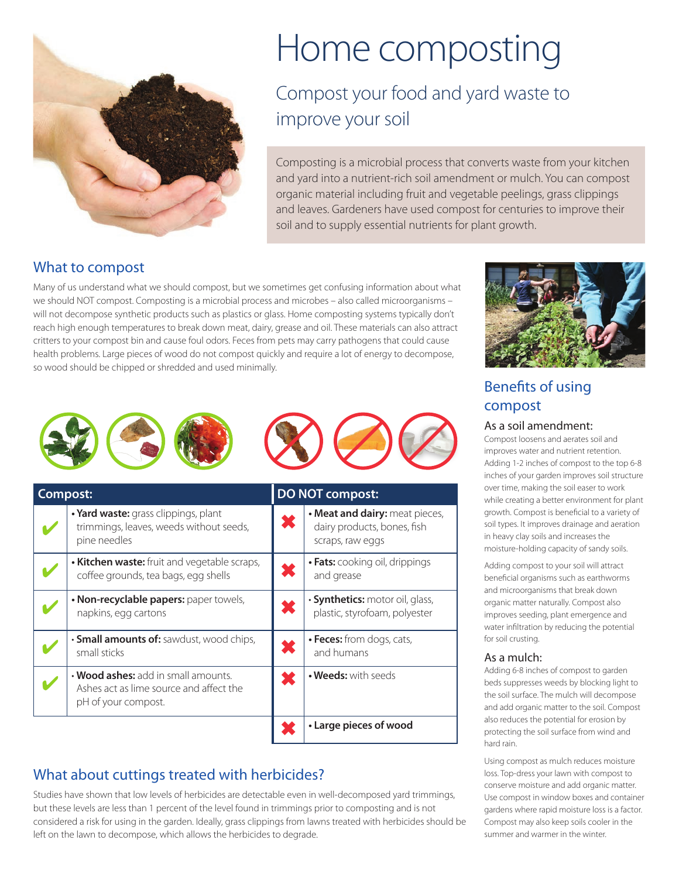# Home composting

## Compost your food and yard waste to improve your soil

Composting is a microbial process that converts waste from your kitchen and yard into a nutrient-rich soil amendment or mulch. You can compost organic material including fruit and vegetable peelings, grass clippings and leaves. Gardeners have used compost for centuries to improve their soil and to supply essential nutrients for plant growth.

## What to compost

Many of us understand what we should compost, but we sometimes get confusing information about what we should NOT compost. Composting is a microbial process and microbes – also called microorganisms – will not decompose synthetic products such as plastics or glass. Home composting systems typically don't reach high enough temperatures to break down meat, dairy, grease and oil. These materials can also attract critters to your compost bin and cause foul odors. Feces from pets may carry pathogens that could cause health problems. Large pieces of wood do not compost quickly and require a lot of energy to decompose, so wood should be chipped or shredded and used minimally.

| | Compost: | | DO NOT compost: |
|---|---|---|---|
| ✔ | • **Yard waste:** grass clippings, plant trimmings, leaves, weeds without seeds, pine needles | ✖ | • **Meat and dairy:** meat pieces, dairy products, bones, fish scraps, raw eggs |
| ✔ | • **Kitchen waste:** fruit and vegetable scraps, coffee grounds, tea bags, egg shells | ✖ | • **Fats:** cooking oil, drippings and grease |
| ✔ | • **Non-recyclable papers:** paper towels, napkins, egg cartons | ✖ | • **Synthetics:** motor oil, glass, plastic, styrofoam, polyester |
| ✔ | • **Small amounts of:** sawdust, wood chips, small sticks | ✖ | • **Feces:** from dogs, cats, and humans |
| ✔ | • **Wood ashes:** add in small amounts. Ashes act as lime source and affect the pH of your compost. | ✖ | • **Weeds:** with seeds |
| | | ✖ | • **Large pieces of wood** |

## What about cuttings treated with herbicides?

Studies have shown that low levels of herbicides are detectable even in well-decomposed yard trimmings, but these levels are less than 1 percent of the level found in trimmings prior to composting and is not considered a risk for using in the garden. Ideally, grass clippings from lawns treated with herbicides should be left on the lawn to decompose, which allows the herbicides to degrade.

## Benefits of using compost

### As a soil amendment:

Compost loosens and aerates soil and improves water and nutrient retention. Adding 1-2 inches of compost to the top 6-8 inches of your garden improves soil structure over time, making the soil easer to work while creating a better environment for plant growth. Compost is beneficial to a variety of soil types. It improves drainage and aeration in heavy clay soils and increases the moisture-holding capacity of sandy soils.

Adding compost to your soil will attract beneficial organisms such as earthworms and microorganisms that break down organic matter naturally. Compost also improves seeding, plant emergence and water infiltration by reducing the potential for soil crusting.

### As a mulch:

Adding 6-8 inches of compost to garden beds suppresses weeds by blocking light to the soil surface. The mulch will decompose and add organic matter to the soil. Compost also reduces the potential for erosion by protecting the soil surface from wind and hard rain.

Using compost as mulch reduces moisture loss. Top-dress your lawn with compost to conserve moisture and add organic matter. Use compost in window boxes and container gardens where rapid moisture loss is a factor. Compost may also keep soils cooler in the summer and warmer in the winter.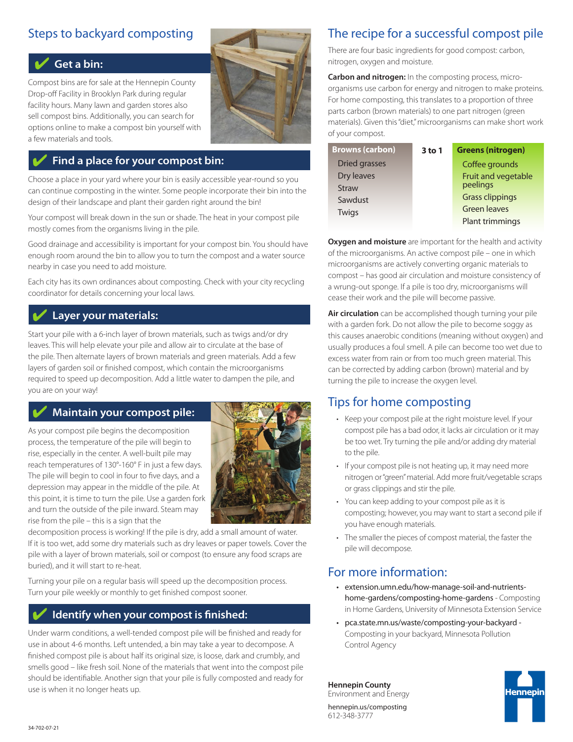## Steps to backyard composting

### ✔ Get a bin:

Compost bins are for sale at the Hennepin County Drop-off Facility in Brooklyn Park during regular facility hours. Many lawn and garden stores also sell compost bins. Additionally, you can search for options online to make a compost bin yourself with a few materials and tools.

### ✔ Find a place for your compost bin:

Choose a place in your yard where your bin is easily accessible year-round so you can continue composting in the winter. Some people incorporate their bin into the design of their landscape and plant their garden right around the bin!

Your compost will break down in the sun or shade. The heat in your compost pile mostly comes from the organisms living in the pile.

Good drainage and accessibility is important for your compost bin. You should have enough room around the bin to allow you to turn the compost and a water source nearby in case you need to add moisture.

Each city has its own ordinances about composting. Check with your city recycling coordinator for details concerning your local laws.

### ✔ Layer your materials:

Start your pile with a 6-inch layer of brown materials, such as twigs and/or dry leaves. This will help elevate your pile and allow air to circulate at the base of the pile. Then alternate layers of brown materials and green materials. Add a few layers of garden soil or finished compost, which contain the microorganisms required to speed up decomposition. Add a little water to dampen the pile, and you are on your way!

### ✔ Maintain your compost pile:

As your compost pile begins the decomposition process, the temperature of the pile will begin to rise, especially in the center. A well-built pile may reach temperatures of 130°-160° F in just a few days. The pile will begin to cool in four to five days, and a depression may appear in the middle of the pile. At this point, it is time to turn the pile. Use a garden fork and turn the outside of the pile inward. Steam may rise from the pile – this is a sign that the decomposition process is working! If the pile is dry, add a small amount of water. If it is too wet, add some dry materials such as dry leaves or paper towels. Cover the pile with a layer of brown materials, soil or compost (to ensure any food scraps are buried), and it will start to re-heat.

Turning your pile on a regular basis will speed up the decomposition process. Turn your pile weekly or monthly to get finished compost sooner.

### ✔ Identify when your compost is finished:

Under warm conditions, a well-tended compost pile will be finished and ready for use in about 4-6 months. Left untended, a bin may take a year to decompose. A finished compost pile is about half its original size, is loose, dark and crumbly, and smells good – like fresh soil. None of the materials that went into the compost pile should be identifiable. Another sign that your pile is fully composted and ready for use is when it no longer heats up.

## The recipe for a successful compost pile

There are four basic ingredients for good compost: carbon, nitrogen, oxygen and moisture.

**Carbon and nitrogen:** In the composting process, microorganisms use carbon for energy and nitrogen to make proteins. For home composting, this translates to a proportion of three parts carbon (brown materials) to one part nitrogen (green materials). Given this "diet," microorganisms can make short work of your compost.

| Browns (carbon) | 3 to 1 | Greens (nitrogen) |
|---|---|---|
| Dried grasses | | Coffee grounds |
| Dry leaves | | Fruit and vegetable peelings |
| Straw | | Grass clippings |
| Sawdust | | Green leaves |
| Twigs | | Plant trimmings |

**Oxygen and moisture** are important for the health and activity of the microorganisms. An active compost pile – one in which microorganisms are actively converting organic materials to compost – has good air circulation and moisture consistency of a wrung-out sponge. If a pile is too dry, microorganisms will cease their work and the pile will become passive.

**Air circulation** can be accomplished though turning your pile with a garden fork. Do not allow the pile to become soggy as this causes anaerobic conditions (meaning without oxygen) and usually produces a foul smell. A pile can become too wet due to excess water from rain or from too much green material. This can be corrected by adding carbon (brown) material and by turning the pile to increase the oxygen level.

## Tips for home composting

- Keep your compost pile at the right moisture level. If your compost pile has a bad odor, it lacks air circulation or it may be too wet. Try turning the pile and/or adding dry material to the pile.
- If your compost pile is not heating up, it may need more nitrogen or "green" material. Add more fruit/vegetable scraps or grass clippings and stir the pile.
- You can keep adding to your compost pile as it is composting; however, you may want to start a second pile if you have enough materials.
- The smaller the pieces of compost material, the faster the pile will decompose.

## For more information:

- extension.umn.edu/how-manage-soil-and-nutrients-home-gardens/composting-home-gardens - Composting in Home Gardens, University of Minnesota Extension Service
- pca.state.mn.us/waste/composting-your-backyard - Composting in your backyard, Minnesota Pollution Control Agency

**Hennepin County**
Environment and Energy

hennepin.us/composting
612-348-3777

34-702-07-21